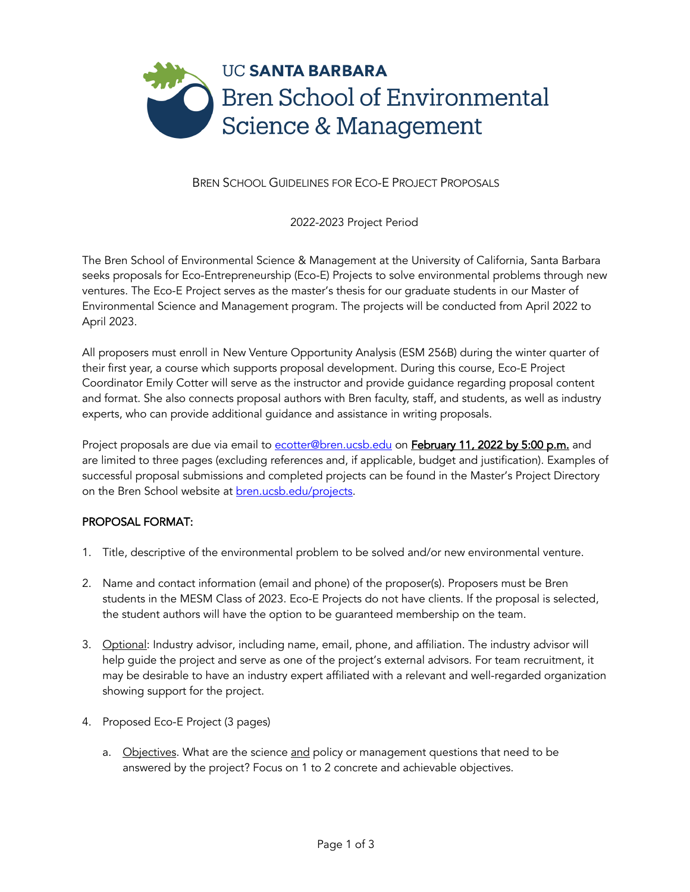UC **SANTA BARBARA**
Bren School of Environmental Science & Management

# BREN SCHOOL GUIDELINES FOR ECO-E PROJECT PROPOSALS

2022-2023 Project Period

The Bren School of Environmental Science & Management at the University of California, Santa Barbara seeks proposals for Eco-Entrepreneurship (Eco-E) Projects to solve environmental problems through new ventures. The Eco-E Project serves as the master's thesis for our graduate students in our Master of Environmental Science and Management program. The projects will be conducted from April 2022 to April 2023.

All proposers must enroll in New Venture Opportunity Analysis (ESM 256B) during the winter quarter of their first year, a course which supports proposal development. During this course, Eco-E Project Coordinator Emily Cotter will serve as the instructor and provide guidance regarding proposal content and format. She also connects proposal authors with Bren faculty, staff, and students, as well as industry experts, who can provide additional guidance and assistance in writing proposals.

Project proposals are due via email to ecotter@bren.ucsb.edu on **February 11, 2022 by 5:00 p.m.** and are limited to three pages (excluding references and, if applicable, budget and justification). Examples of successful proposal submissions and completed projects can be found in the Master's Project Directory on the Bren School website at bren.ucsb.edu/projects.

## PROPOSAL FORMAT:

1. Title, descriptive of the environmental problem to be solved and/or new environmental venture.

2. Name and contact information (email and phone) of the proposer(s). Proposers must be Bren students in the MESM Class of 2023. Eco-E Projects do not have clients. If the proposal is selected, the student authors will have the option to be guaranteed membership on the team.

3. Optional: Industry advisor, including name, email, phone, and affiliation. The industry advisor will help guide the project and serve as one of the project's external advisors. For team recruitment, it may be desirable to have an industry expert affiliated with a relevant and well-regarded organization showing support for the project.

4. Proposed Eco-E Project (3 pages)

   a. Objectives. What are the science and policy or management questions that need to be answered by the project? Focus on 1 to 2 concrete and achievable objectives.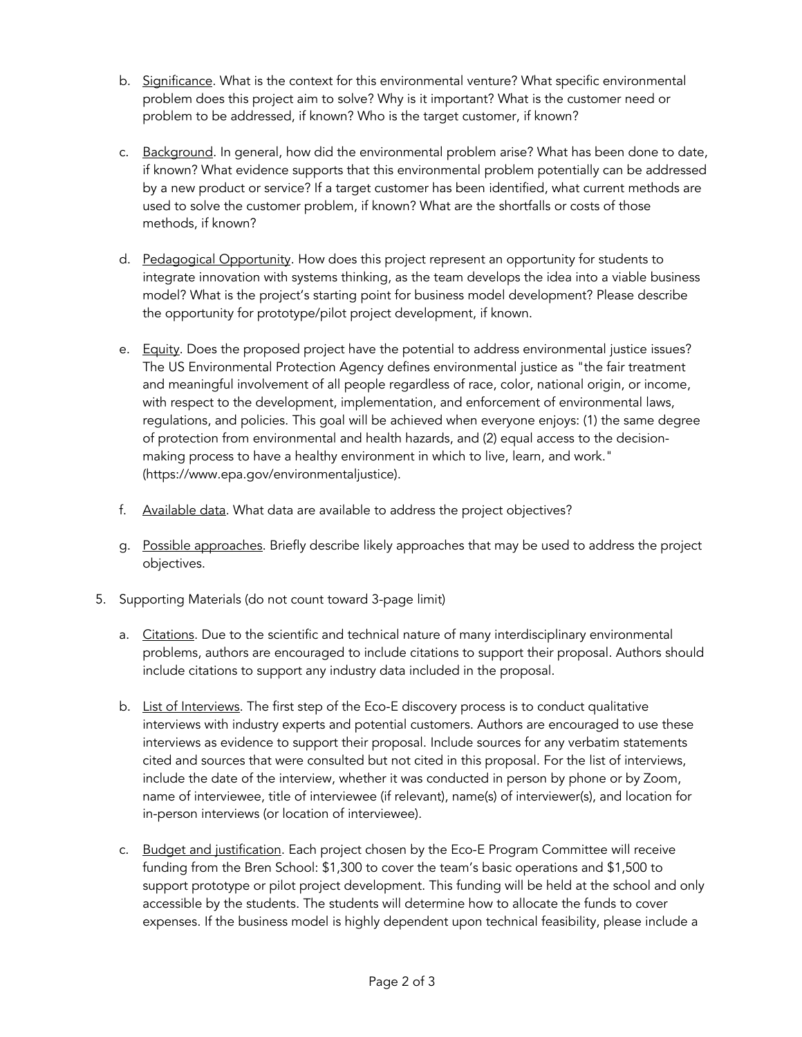b. Significance. What is the context for this environmental venture? What specific environmental problem does this project aim to solve? Why is it important? What is the customer need or problem to be addressed, if known? Who is the target customer, if known?

   c. Background. In general, how did the environmental problem arise? What has been done to date, if known? What evidence supports that this environmental problem potentially can be addressed by a new product or service? If a target customer has been identified, what current methods are used to solve the customer problem, if known? What are the shortfalls or costs of those methods, if known?

   d. Pedagogical Opportunity. How does this project represent an opportunity for students to integrate innovation with systems thinking, as the team develops the idea into a viable business model? What is the project's starting point for business model development? Please describe the opportunity for prototype/pilot project development, if known.

   e. Equity. Does the proposed project have the potential to address environmental justice issues? The US Environmental Protection Agency defines environmental justice as "the fair treatment and meaningful involvement of all people regardless of race, color, national origin, or income, with respect to the development, implementation, and enforcement of environmental laws, regulations, and policies. This goal will be achieved when everyone enjoys: (1) the same degree of protection from environmental and health hazards, and (2) equal access to the decision-making process to have a healthy environment in which to live, learn, and work." (https://www.epa.gov/environmentaljustice).

   f. Available data. What data are available to address the project objectives?

   g. Possible approaches. Briefly describe likely approaches that may be used to address the project objectives.

5. Supporting Materials (do not count toward 3-page limit)

   a. Citations. Due to the scientific and technical nature of many interdisciplinary environmental problems, authors are encouraged to include citations to support their proposal. Authors should include citations to support any industry data included in the proposal.

   b. List of Interviews. The first step of the Eco-E discovery process is to conduct qualitative interviews with industry experts and potential customers. Authors are encouraged to use these interviews as evidence to support their proposal. Include sources for any verbatim statements cited and sources that were consulted but not cited in this proposal. For the list of interviews, include the date of the interview, whether it was conducted in person by phone or by Zoom, name of interviewee, title of interviewee (if relevant), name(s) of interviewer(s), and location for in-person interviews (or location of interviewee).

   c. Budget and justification. Each project chosen by the Eco-E Program Committee will receive funding from the Bren School: $1,300 to cover the team's basic operations and $1,500 to support prototype or pilot project development. This funding will be held at the school and only accessible by the students. The students will determine how to allocate the funds to cover expenses. If the business model is highly dependent upon technical feasibility, please include a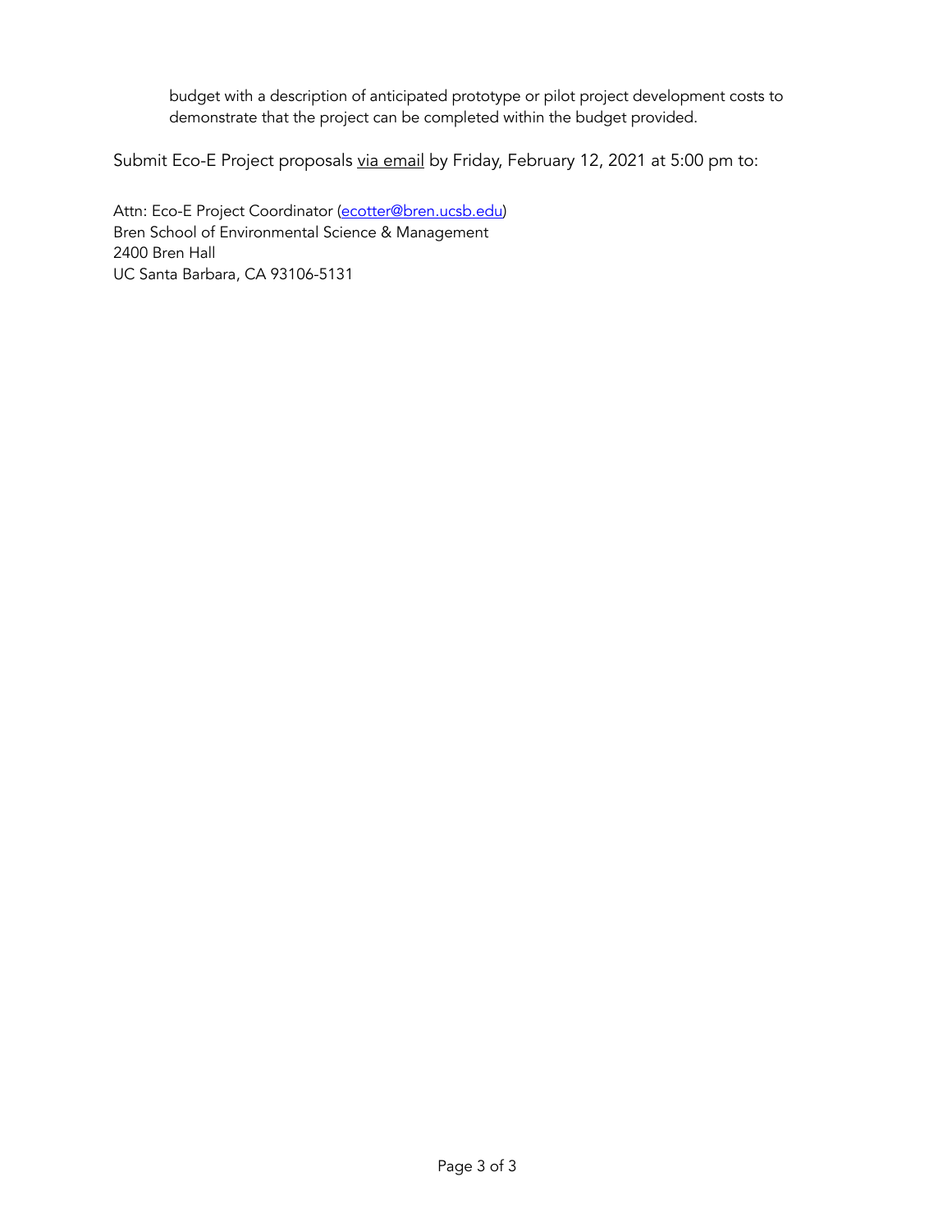budget with a description of anticipated prototype or pilot project development costs to demonstrate that the project can be completed within the budget provided.

Submit Eco-E Project proposals via email by Friday, February 12, 2021 at 5:00 pm to:

Attn: Eco-E Project Coordinator (ecotter@bren.ucsb.edu)
Bren School of Environmental Science & Management
2400 Bren Hall
UC Santa Barbara, CA 93106-5131